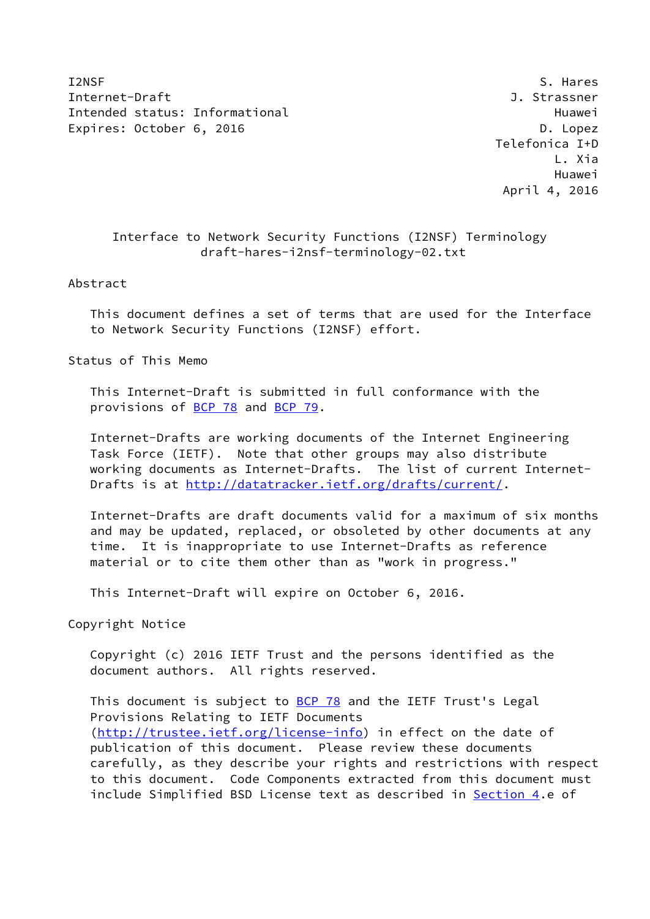I2NSF S. Hares
Internet-Draft J. Strassner
Intended status: Informational Huawei
Expires: October 6, 2016 D. Lopez
Telefonica I+D
L. Xia
Huawei
April 4, 2016

# Interface to Network Security Functions (I2NSF) Terminology
draft-hares-i2nsf-terminology-02.txt

## Abstract

This document defines a set of terms that are used for the Interface to Network Security Functions (I2NSF) effort.

## Status of This Memo

This Internet-Draft is submitted in full conformance with the provisions of BCP 78 and BCP 79.

Internet-Drafts are working documents of the Internet Engineering Task Force (IETF). Note that other groups may also distribute working documents as Internet-Drafts. The list of current Internet-Drafts is at http://datatracker.ietf.org/drafts/current/.

Internet-Drafts are draft documents valid for a maximum of six months and may be updated, replaced, or obsoleted by other documents at any time. It is inappropriate to use Internet-Drafts as reference material or to cite them other than as "work in progress."

This Internet-Draft will expire on October 6, 2016.

## Copyright Notice

Copyright (c) 2016 IETF Trust and the persons identified as the document authors. All rights reserved.

This document is subject to BCP 78 and the IETF Trust's Legal Provisions Relating to IETF Documents (http://trustee.ietf.org/license-info) in effect on the date of publication of this document. Please review these documents carefully, as they describe your rights and restrictions with respect to this document. Code Components extracted from this document must include Simplified BSD License text as described in Section 4.e of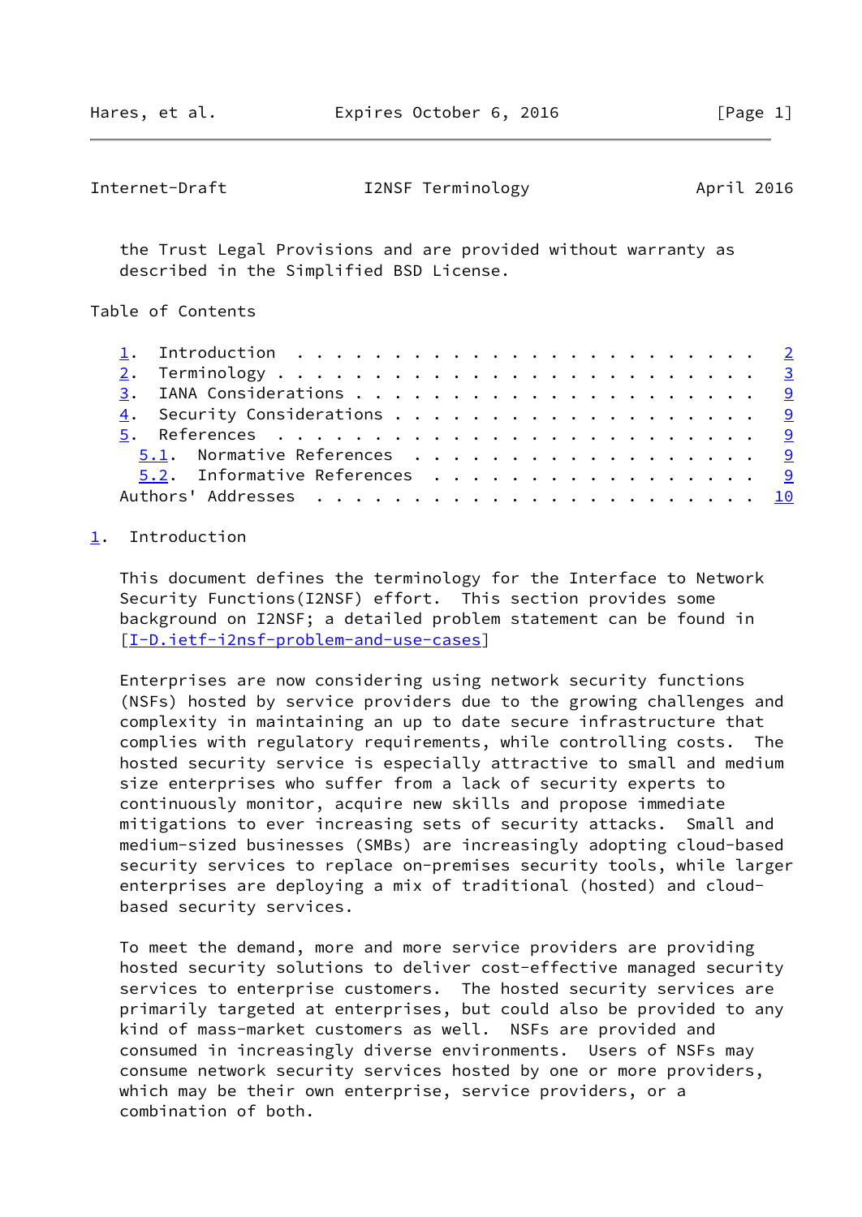the Trust Legal Provisions and are provided without warranty as described in the Simplified BSD License.

Table of Contents

1. Introduction . . . . . . . . . . . . . . . . . . . . . . . . 2
2. Terminology . . . . . . . . . . . . . . . . . . . . . . . . . 3
3. IANA Considerations . . . . . . . . . . . . . . . . . . . . . 9
4. Security Considerations . . . . . . . . . . . . . . . . . . . 9
5. References . . . . . . . . . . . . . . . . . . . . . . . . . 9
   5.1. Normative References . . . . . . . . . . . . . . . . . . 9
   5.2. Informative References . . . . . . . . . . . . . . . . . 9
Authors' Addresses . . . . . . . . . . . . . . . . . . . . . . . 10

## 1. Introduction

This document defines the terminology for the Interface to Network Security Functions(I2NSF) effort. This section provides some background on I2NSF; a detailed problem statement can be found in [I-D.ietf-i2nsf-problem-and-use-cases]

Enterprises are now considering using network security functions (NSFs) hosted by service providers due to the growing challenges and complexity in maintaining an up to date secure infrastructure that complies with regulatory requirements, while controlling costs. The hosted security service is especially attractive to small and medium size enterprises who suffer from a lack of security experts to continuously monitor, acquire new skills and propose immediate mitigations to ever increasing sets of security attacks. Small and medium-sized businesses (SMBs) are increasingly adopting cloud-based security services to replace on-premises security tools, while larger enterprises are deploying a mix of traditional (hosted) and cloud-based security services.

To meet the demand, more and more service providers are providing hosted security solutions to deliver cost-effective managed security services to enterprise customers. The hosted security services are primarily targeted at enterprises, but could also be provided to any kind of mass-market customers as well. NSFs are provided and consumed in increasingly diverse environments. Users of NSFs may consume network security services hosted by one or more providers, which may be their own enterprise, service providers, or a combination of both.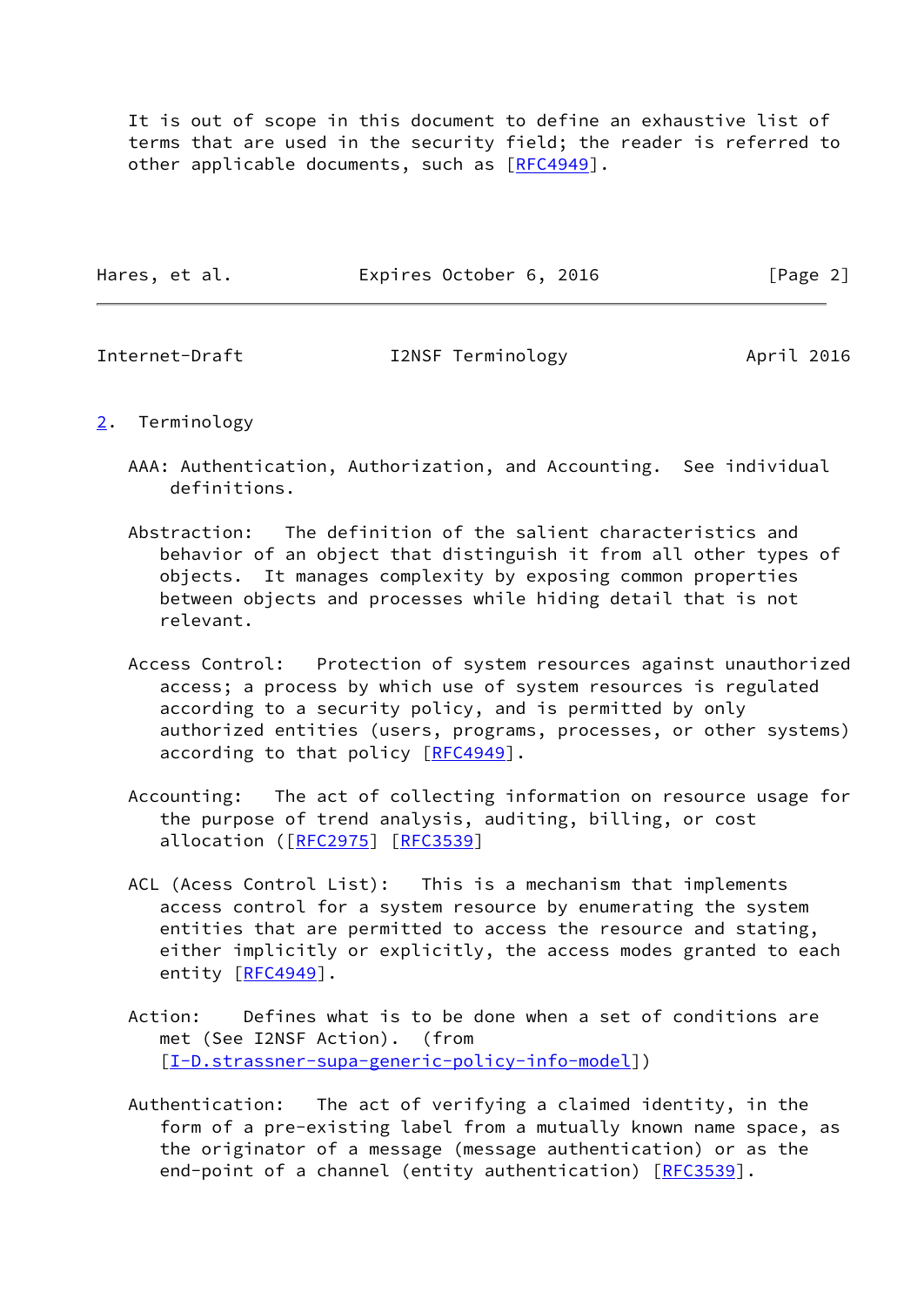It is out of scope in this document to define an exhaustive list of terms that are used in the security field; the reader is referred to other applicable documents, such as [RFC4949].

## 2. Terminology

AAA: Authentication, Authorization, and Accounting. See individual definitions.

Abstraction: The definition of the salient characteristics and behavior of an object that distinguish it from all other types of objects. It manages complexity by exposing common properties between objects and processes while hiding detail that is not relevant.

Access Control: Protection of system resources against unauthorized access; a process by which use of system resources is regulated according to a security policy, and is permitted by only authorized entities (users, programs, processes, or other systems) according to that policy [RFC4949].

Accounting: The act of collecting information on resource usage for the purpose of trend analysis, auditing, billing, or cost allocation ([RFC2975] [RFC3539]

ACL (Acess Control List): This is a mechanism that implements access control for a system resource by enumerating the system entities that are permitted to access the resource and stating, either implicitly or explicitly, the access modes granted to each entity [RFC4949].

Action: Defines what is to be done when a set of conditions are met (See I2NSF Action). (from [I-D.strassner-supa-generic-policy-info-model])

Authentication: The act of verifying a claimed identity, in the form of a pre-existing label from a mutually known name space, as the originator of a message (message authentication) or as the end-point of a channel (entity authentication) [RFC3539].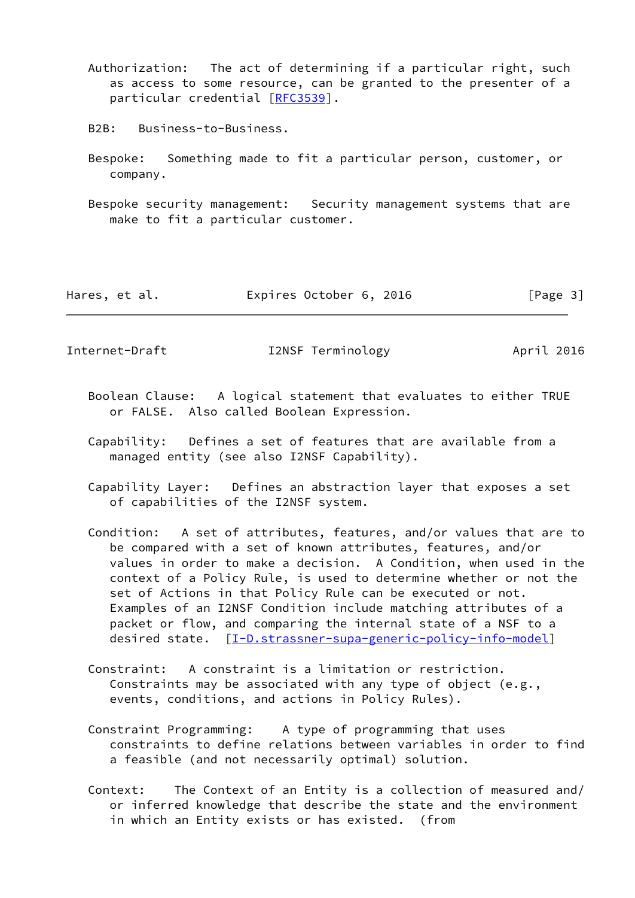Authorization: The act of determining if a particular right, such as access to some resource, can be granted to the presenter of a particular credential [RFC3539].

B2B: Business-to-Business.

Bespoke: Something made to fit a particular person, customer, or company.

Bespoke security management: Security management systems that are make to fit a particular customer.

Boolean Clause: A logical statement that evaluates to either TRUE or FALSE. Also called Boolean Expression.

Capability: Defines a set of features that are available from a managed entity (see also I2NSF Capability).

Capability Layer: Defines an abstraction layer that exposes a set of capabilities of the I2NSF system.

Condition: A set of attributes, features, and/or values that are to be compared with a set of known attributes, features, and/or values in order to make a decision. A Condition, when used in the context of a Policy Rule, is used to determine whether or not the set of Actions in that Policy Rule can be executed or not. Examples of an I2NSF Condition include matching attributes of a packet or flow, and comparing the internal state of a NSF to a desired state. [I-D.strassner-supa-generic-policy-info-model]

Constraint: A constraint is a limitation or restriction. Constraints may be associated with any type of object (e.g., events, conditions, and actions in Policy Rules).

Constraint Programming: A type of programming that uses constraints to define relations between variables in order to find a feasible (and not necessarily optimal) solution.

Context: The Context of an Entity is a collection of measured and/or inferred knowledge that describe the state and the environment in which an Entity exists or has existed. (from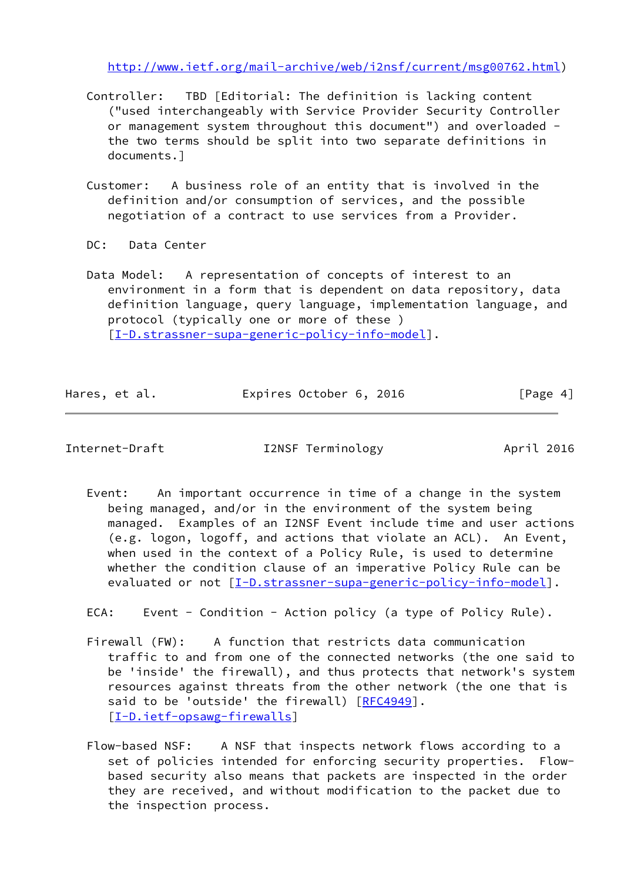http://www.ietf.org/mail-archive/web/i2nsf/current/msg00762.html)

Controller: TBD [Editorial: The definition is lacking content ("used interchangeably with Service Provider Security Controller or management system throughout this document") and overloaded - the two terms should be split into two separate definitions in documents.]

Customer: A business role of an entity that is involved in the definition and/or consumption of services, and the possible negotiation of a contract to use services from a Provider.

DC: Data Center

Data Model: A representation of concepts of interest to an environment in a form that is dependent on data repository, data definition language, query language, implementation language, and protocol (typically one or more of these ) [I-D.strassner-supa-generic-policy-info-model].

Event: An important occurrence in time of a change in the system being managed, and/or in the environment of the system being managed. Examples of an I2NSF Event include time and user actions (e.g. logon, logoff, and actions that violate an ACL). An Event, when used in the context of a Policy Rule, is used to determine whether the condition clause of an imperative Policy Rule can be evaluated or not [I-D.strassner-supa-generic-policy-info-model].

ECA: Event - Condition - Action policy (a type of Policy Rule).

Firewall (FW): A function that restricts data communication traffic to and from one of the connected networks (the one said to be 'inside' the firewall), and thus protects that network's system resources against threats from the other network (the one that is said to be 'outside' the firewall) [RFC4949]. [I-D.ietf-opsawg-firewalls]

Flow-based NSF: A NSF that inspects network flows according to a set of policies intended for enforcing security properties. Flow-based security also means that packets are inspected in the order they are received, and without modification to the packet due to the inspection process.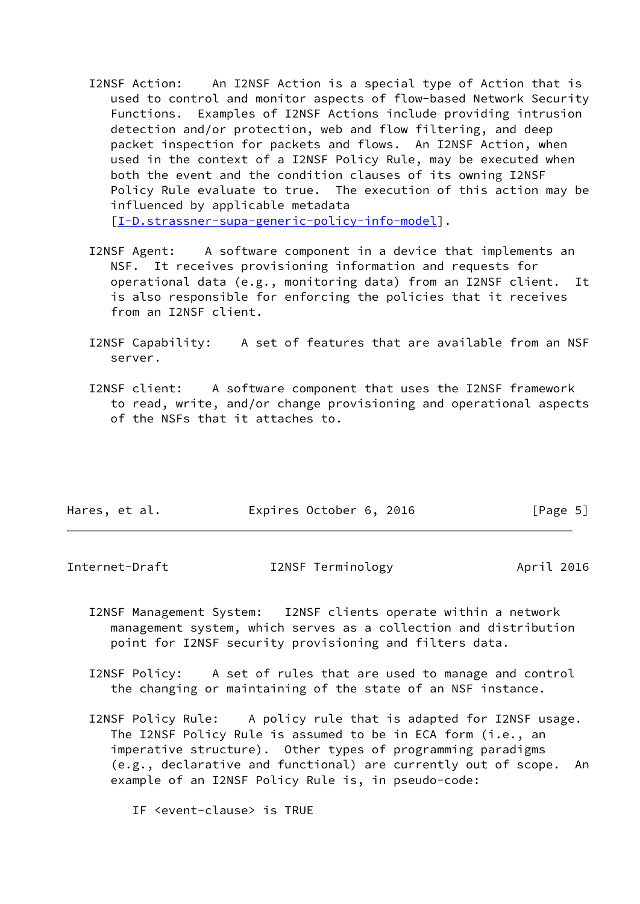I2NSF Action: An I2NSF Action is a special type of Action that is used to control and monitor aspects of flow-based Network Security Functions. Examples of I2NSF Actions include providing intrusion detection and/or protection, web and flow filtering, and deep packet inspection for packets and flows. An I2NSF Action, when used in the context of a I2NSF Policy Rule, may be executed when both the event and the condition clauses of its owning I2NSF Policy Rule evaluate to true. The execution of this action may be influenced by applicable metadata [I-D.strassner-supa-generic-policy-info-model].

I2NSF Agent: A software component in a device that implements an NSF. It receives provisioning information and requests for operational data (e.g., monitoring data) from an I2NSF client. It is also responsible for enforcing the policies that it receives from an I2NSF client.

I2NSF Capability: A set of features that are available from an NSF server.

I2NSF client: A software component that uses the I2NSF framework to read, write, and/or change provisioning and operational aspects of the NSFs that it attaches to.

I2NSF Management System: I2NSF clients operate within a network management system, which serves as a collection and distribution point for I2NSF security provisioning and filters data.

I2NSF Policy: A set of rules that are used to manage and control the changing or maintaining of the state of an NSF instance.

I2NSF Policy Rule: A policy rule that is adapted for I2NSF usage. The I2NSF Policy Rule is assumed to be in ECA form (i.e., an imperative structure). Other types of programming paradigms (e.g., declarative and functional) are currently out of scope. An example of an I2NSF Policy Rule is, in pseudo-code:

```
IF <event-clause> is TRUE
```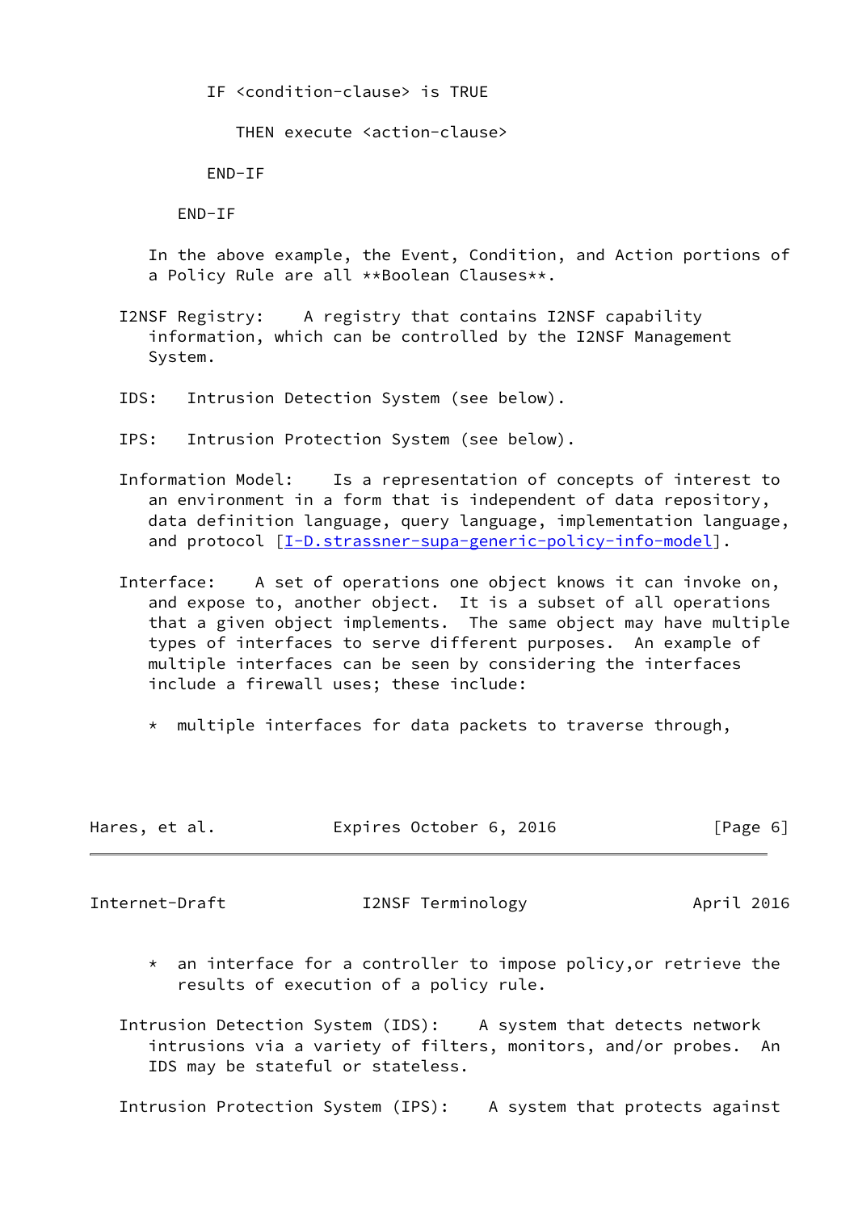```
      IF <condition-clause> is TRUE

         THEN execute <action-clause>

      END-IF

   END-IF
```

In the above example, the Event, Condition, and Action portions of a Policy Rule are all **Boolean Clauses**.

I2NSF Registry: A registry that contains I2NSF capability information, which can be controlled by the I2NSF Management System.

IDS: Intrusion Detection System (see below).

IPS: Intrusion Protection System (see below).

Information Model: Is a representation of concepts of interest to an environment in a form that is independent of data repository, data definition language, query language, implementation language, and protocol [I-D.strassner-supa-generic-policy-info-model].

Interface: A set of operations one object knows it can invoke on, and expose to, another object. It is a subset of all operations that a given object implements. The same object may have multiple types of interfaces to serve different purposes. An example of multiple interfaces can be seen by considering the interfaces include a firewall uses; these include:

* multiple interfaces for data packets to traverse through,
* an interface for a controller to impose policy,or retrieve the results of execution of a policy rule.

Intrusion Detection System (IDS): A system that detects network intrusions via a variety of filters, monitors, and/or probes. An IDS may be stateful or stateless.

Intrusion Protection System (IPS): A system that protects against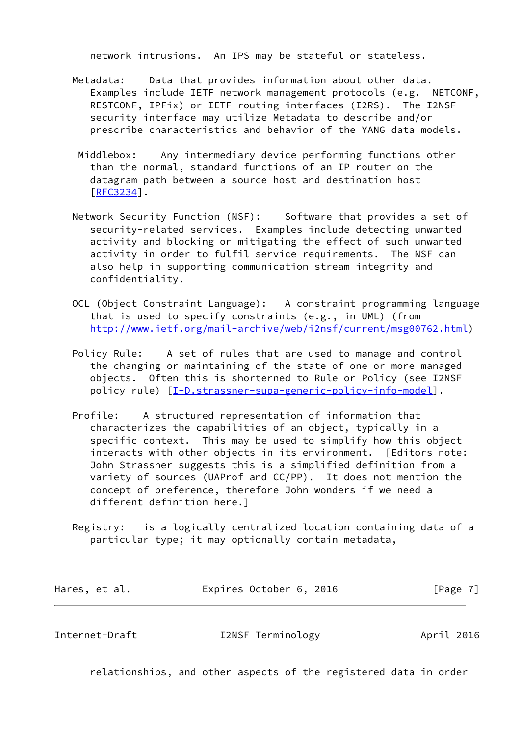network intrusions. An IPS may be stateful or stateless.

Metadata: Data that provides information about other data. Examples include IETF network management protocols (e.g. NETCONF, RESTCONF, IPFix) or IETF routing interfaces (I2RS). The I2NSF security interface may utilize Metadata to describe and/or prescribe characteristics and behavior of the YANG data models.

Middlebox: Any intermediary device performing functions other than the normal, standard functions of an IP router on the datagram path between a source host and destination host [RFC3234].

Network Security Function (NSF): Software that provides a set of security-related services. Examples include detecting unwanted activity and blocking or mitigating the effect of such unwanted activity in order to fulfil service requirements. The NSF can also help in supporting communication stream integrity and confidentiality.

OCL (Object Constraint Language): A constraint programming language that is used to specify constraints (e.g., in UML) (from http://www.ietf.org/mail-archive/web/i2nsf/current/msg00762.html)

Policy Rule: A set of rules that are used to manage and control the changing or maintaining of the state of one or more managed objects. Often this is shortened to Rule or Policy (see I2NSF policy rule) [I-D.strassner-supa-generic-policy-info-model].

Profile: A structured representation of information that characterizes the capabilities of an object, typically in a specific context. This may be used to simplify how this object interacts with other objects in its environment. [Editors note: John Strassner suggests this is a simplified definition from a variety of sources (UAProf and CC/PP). It does not mention the concept of preference, therefore John wonders if we need a different definition here.]

Registry: is a logically centralized location containing data of a particular type; it may optionally contain metadata, relationships, and other aspects of the registered data in order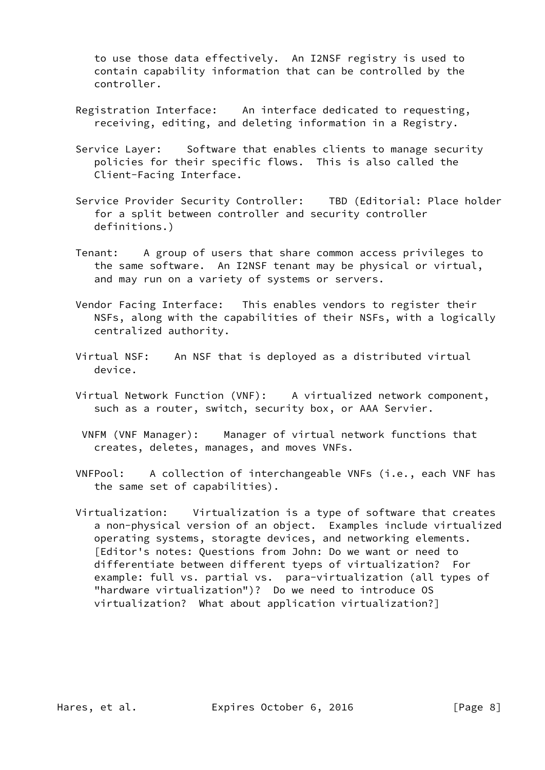to use those data effectively. An I2NSF registry is used to contain capability information that can be controlled by the controller.

Registration Interface: An interface dedicated to requesting, receiving, editing, and deleting information in a Registry.

Service Layer: Software that enables clients to manage security policies for their specific flows. This is also called the Client-Facing Interface.

Service Provider Security Controller: TBD (Editorial: Place holder for a split between controller and security controller definitions.)

Tenant: A group of users that share common access privileges to the same software. An I2NSF tenant may be physical or virtual, and may run on a variety of systems or servers.

Vendor Facing Interface: This enables vendors to register their NSFs, along with the capabilities of their NSFs, with a logically centralized authority.

Virtual NSF: An NSF that is deployed as a distributed virtual device.

Virtual Network Function (VNF): A virtualized network component, such as a router, switch, security box, or AAA Servier.

VNFM (VNF Manager): Manager of virtual network functions that creates, deletes, manages, and moves VNFs.

VNFPool: A collection of interchangeable VNFs (i.e., each VNF has the same set of capabilities).

Virtualization: Virtualization is a type of software that creates a non-physical version of an object. Examples include virtualized operating systems, storagte devices, and networking elements. [Editor's notes: Questions from John: Do we want or need to differentiate between different tyeps of virtualization? For example: full vs. partial vs. para-virtualization (all types of "hardware virtualization")? Do we need to introduce OS virtualization? What about application virtualization?]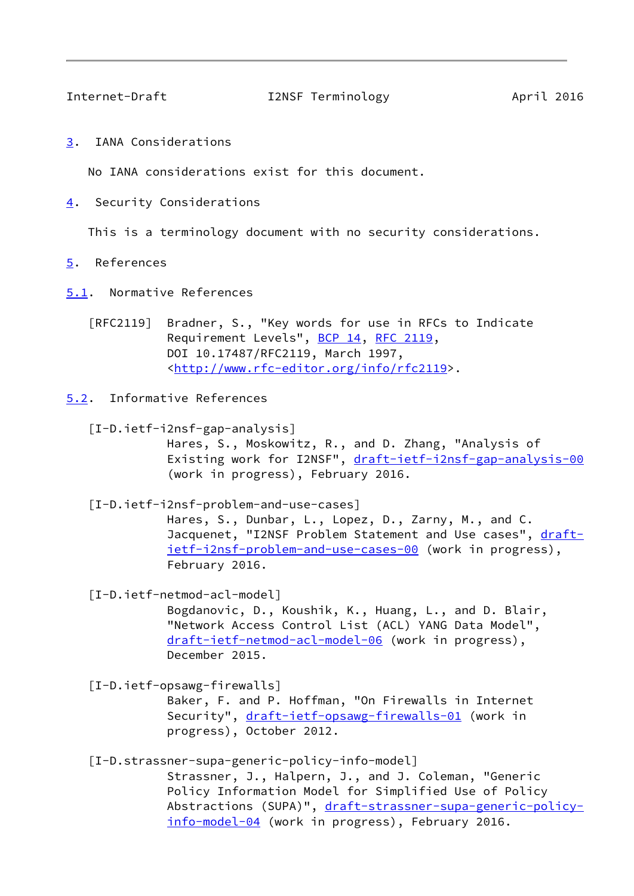## 3. IANA Considerations

No IANA considerations exist for this document.

## 4. Security Considerations

This is a terminology document with no security considerations.

## 5. References

### 5.1. Normative References

[RFC2119] Bradner, S., "Key words for use in RFCs to Indicate Requirement Levels", BCP 14, RFC 2119, DOI 10.17487/RFC2119, March 1997, <http://www.rfc-editor.org/info/rfc2119>.

### 5.2. Informative References

[I-D.ietf-i2nsf-gap-analysis]
Hares, S., Moskowitz, R., and D. Zhang, "Analysis of Existing work for I2NSF", draft-ietf-i2nsf-gap-analysis-00 (work in progress), February 2016.

[I-D.ietf-i2nsf-problem-and-use-cases]
Hares, S., Dunbar, L., Lopez, D., Zarny, M., and C. Jacquenet, "I2NSF Problem Statement and Use cases", draft-ietf-i2nsf-problem-and-use-cases-00 (work in progress), February 2016.

[I-D.ietf-netmod-acl-model]
Bogdanovic, D., Koushik, K., Huang, L., and D. Blair, "Network Access Control List (ACL) YANG Data Model", draft-ietf-netmod-acl-model-06 (work in progress), December 2015.

[I-D.ietf-opsawg-firewalls]
Baker, F. and P. Hoffman, "On Firewalls in Internet Security", draft-ietf-opsawg-firewalls-01 (work in progress), October 2012.

[I-D.strassner-supa-generic-policy-info-model]
Strassner, J., Halpern, J., and J. Coleman, "Generic Policy Information Model for Simplified Use of Policy Abstractions (SUPA)", draft-strassner-supa-generic-policy-info-model-04 (work in progress), February 2016.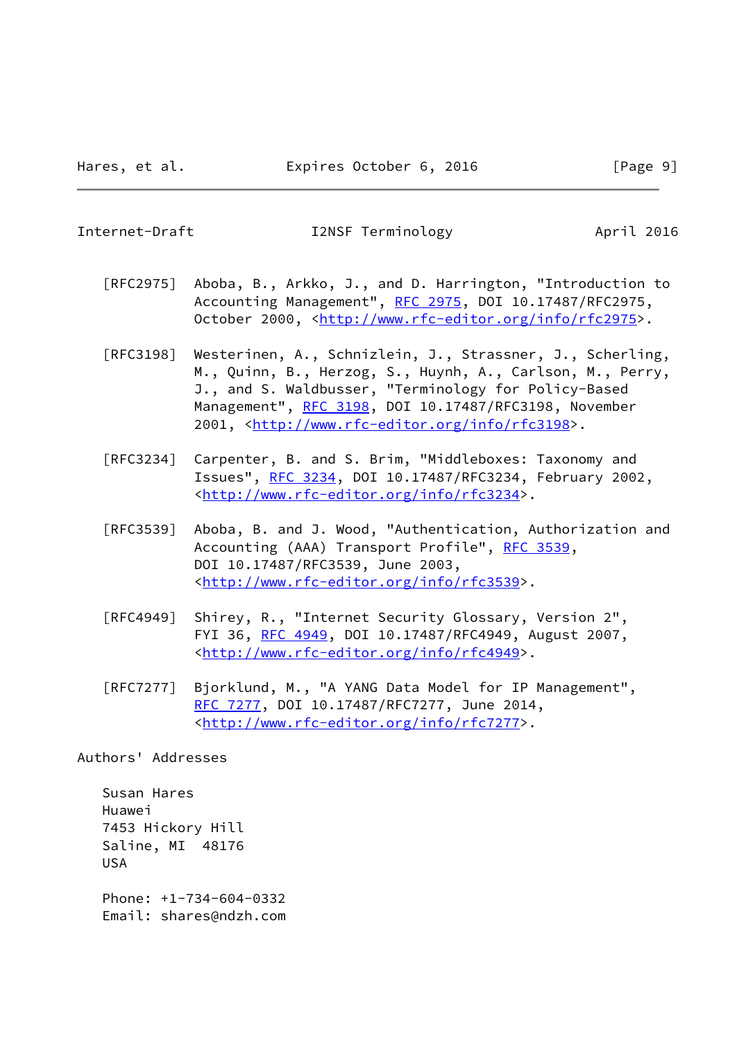[RFC2975] Aboba, B., Arkko, J., and D. Harrington, "Introduction to Accounting Management", RFC 2975, DOI 10.17487/RFC2975, October 2000, <http://www.rfc-editor.org/info/rfc2975>.

[RFC3198] Westerinen, A., Schnizlein, J., Strassner, J., Scherling, M., Quinn, B., Herzog, S., Huynh, A., Carlson, M., Perry, J., and S. Waldbusser, "Terminology for Policy-Based Management", RFC 3198, DOI 10.17487/RFC3198, November 2001, <http://www.rfc-editor.org/info/rfc3198>.

[RFC3234] Carpenter, B. and S. Brim, "Middleboxes: Taxonomy and Issues", RFC 3234, DOI 10.17487/RFC3234, February 2002, <http://www.rfc-editor.org/info/rfc3234>.

[RFC3539] Aboba, B. and J. Wood, "Authentication, Authorization and Accounting (AAA) Transport Profile", RFC 3539, DOI 10.17487/RFC3539, June 2003, <http://www.rfc-editor.org/info/rfc3539>.

[RFC4949] Shirey, R., "Internet Security Glossary, Version 2", FYI 36, RFC 4949, DOI 10.17487/RFC4949, August 2007, <http://www.rfc-editor.org/info/rfc4949>.

[RFC7277] Bjorklund, M., "A YANG Data Model for IP Management", RFC 7277, DOI 10.17487/RFC7277, June 2014, <http://www.rfc-editor.org/info/rfc7277>.

## Authors' Addresses

Susan Hares
Huawei
7453 Hickory Hill
Saline, MI 48176
USA

Phone: +1-734-604-0332
Email: shares@ndzh.com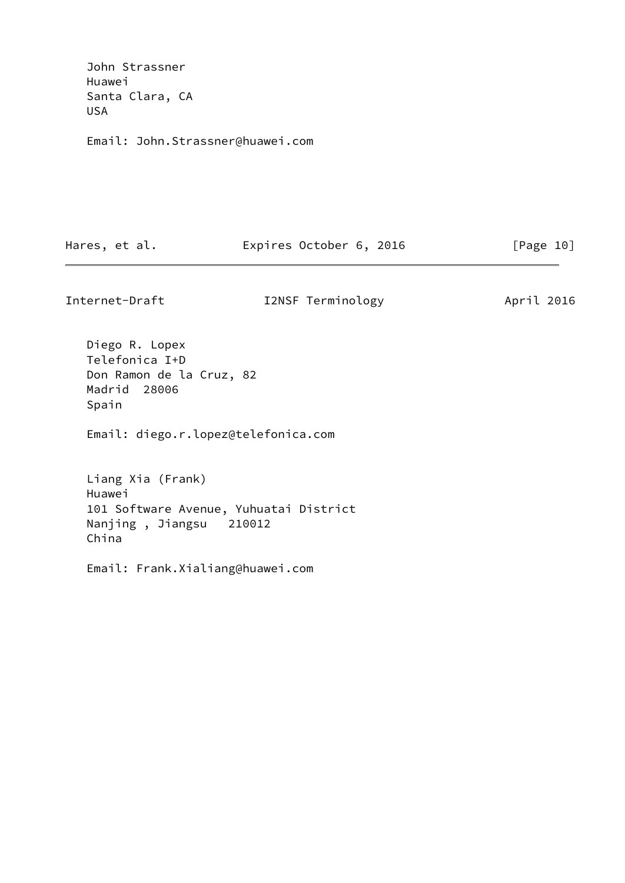John Strassner
Huawei
Santa Clara, CA
USA

Email: John.Strassner@huawei.com

Diego R. Lopex
Telefonica I+D
Don Ramon de la Cruz, 82
Madrid  28006
Spain

Email: diego.r.lopez@telefonica.com

Liang Xia (Frank)
Huawei
101 Software Avenue, Yuhuatai District
Nanjing , Jiangsu   210012
China

Email: Frank.Xialiang@huawei.com